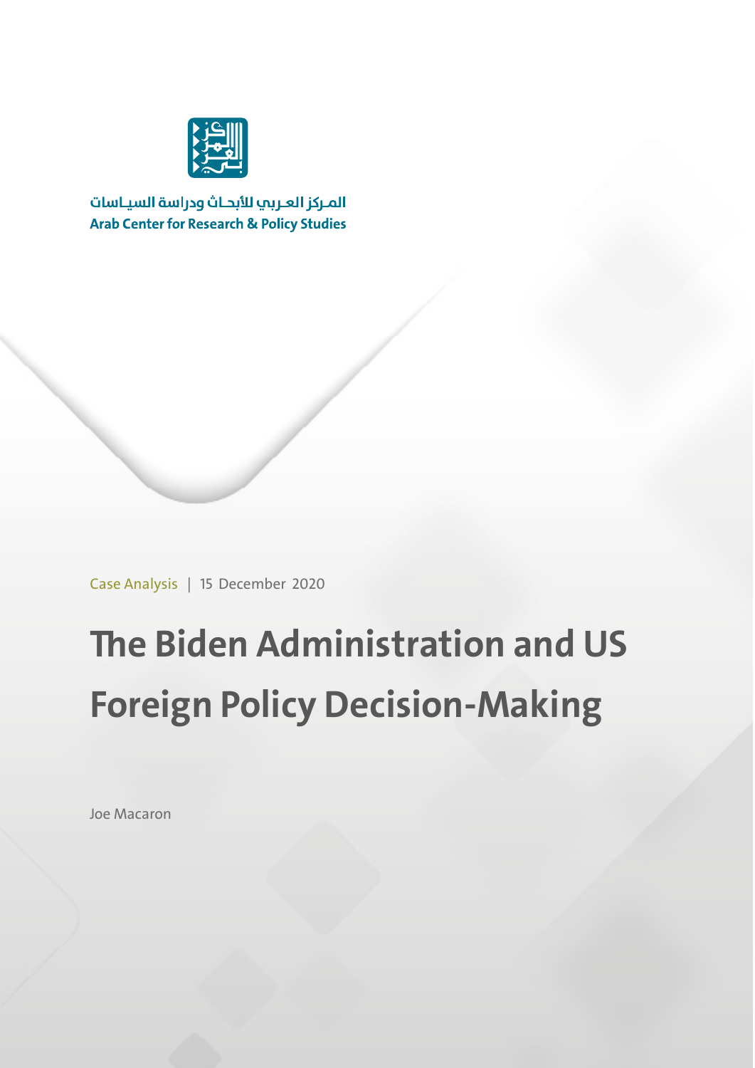المـركز العـربي للأبحـاث ودراسة السيـاسات

Arab Center for Research & Policy Studies

Case Analysis | 15 December 2020

# The Biden Administration and US Foreign Policy Decision-Making

Joe Macaron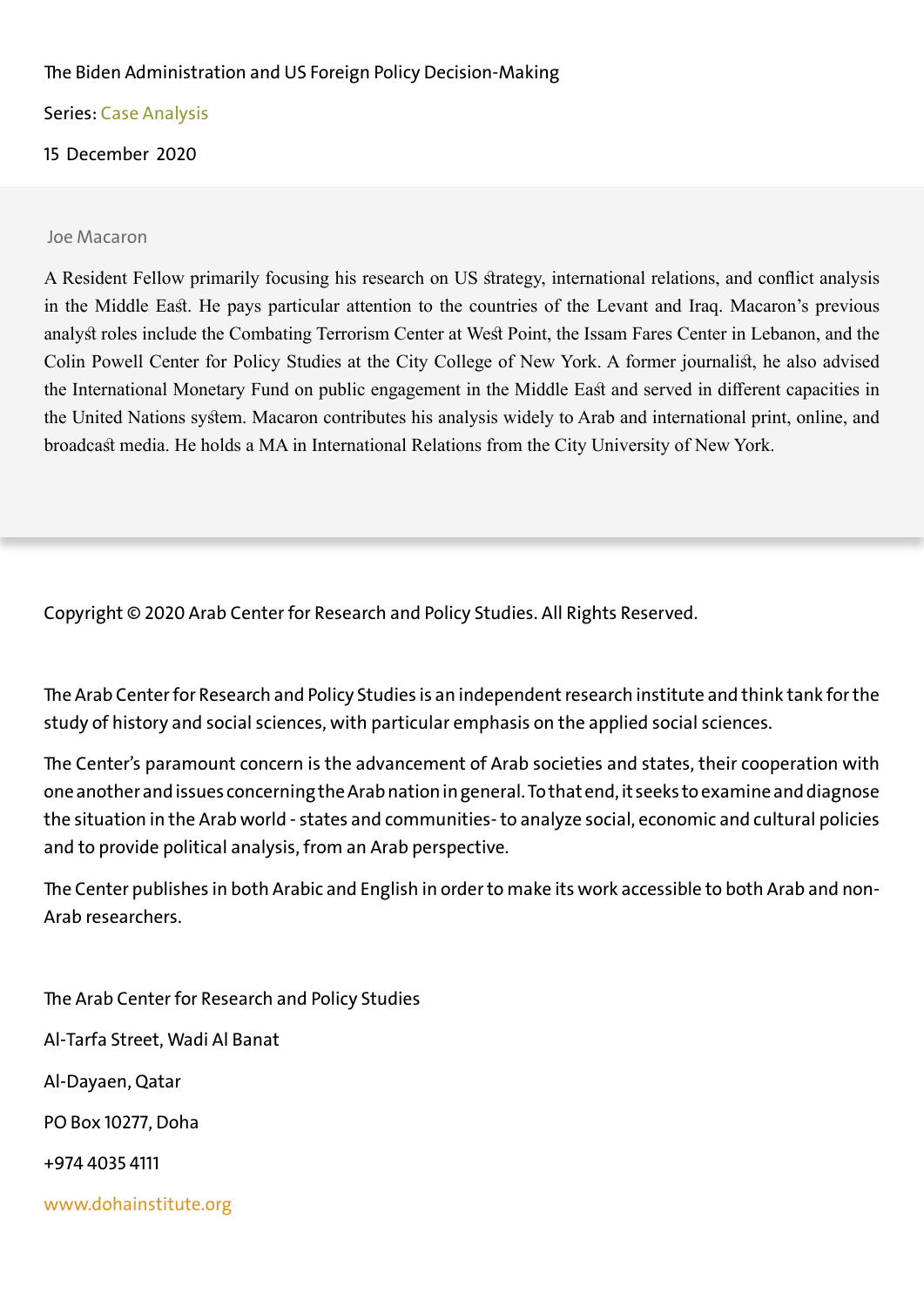The Biden Administration and US Foreign Policy Decision-Making

Series: Case Analysis

15 December 2020

Joe Macaron

A Resident Fellow primarily focusing his research on US strategy, international relations, and conflict analysis in the Middle East. He pays particular attention to the countries of the Levant and Iraq. Macaron's previous analyst roles include the Combating Terrorism Center at West Point, the Issam Fares Center in Lebanon, and the Colin Powell Center for Policy Studies at the City College of New York. A former journalist, he also advised the International Monetary Fund on public engagement in the Middle East and served in different capacities in the United Nations system. Macaron contributes his analysis widely to Arab and international print, online, and broadcast media. He holds a MA in International Relations from the City University of New York.

Copyright © 2020 Arab Center for Research and Policy Studies. All Rights Reserved.

The Arab Center for Research and Policy Studies is an independent research institute and think tank for the study of history and social sciences, with particular emphasis on the applied social sciences.

The Center's paramount concern is the advancement of Arab societies and states, their cooperation with one another and issues concerning the Arab nation in general. To that end, it seeks to examine and diagnose the situation in the Arab world - states and communities- to analyze social, economic and cultural policies and to provide political analysis, from an Arab perspective.

The Center publishes in both Arabic and English in order to make its work accessible to both Arab and non-Arab researchers.

The Arab Center for Research and Policy Studies

Al-Tarfa Street, Wadi Al Banat

Al-Dayaen, Qatar

PO Box 10277, Doha

+974 4035 4111

www.dohainstitute.org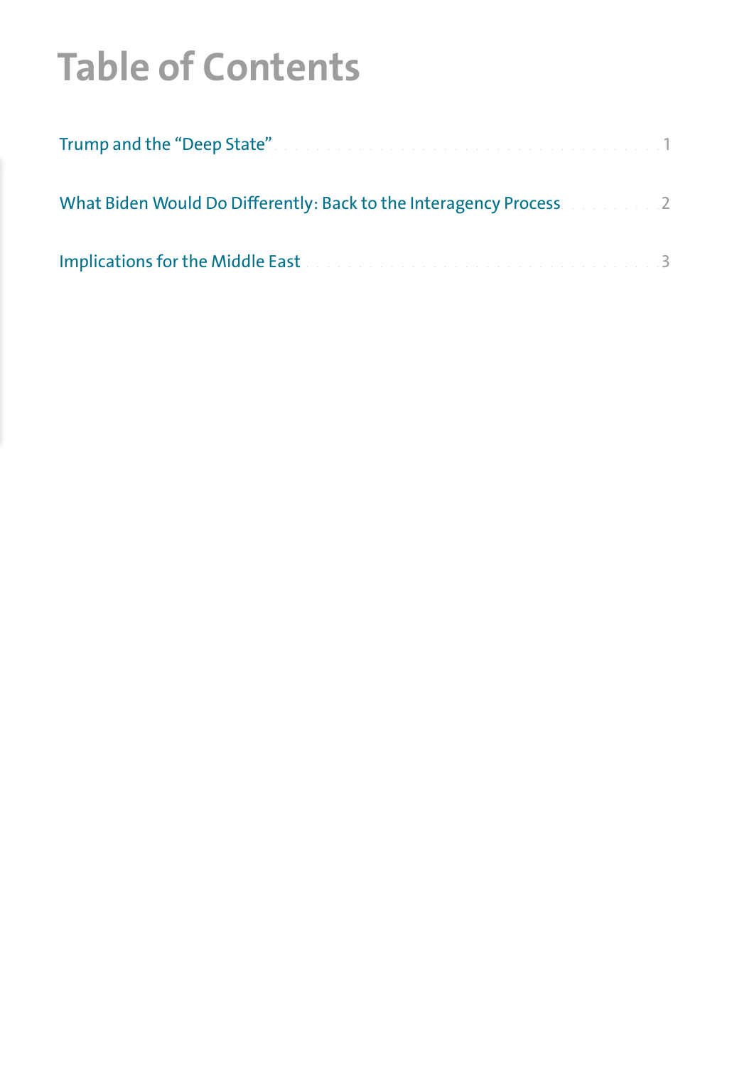# Table of Contents

Trump and the "Deep State" . . . . . . . . . . . . . . . . . . . . . . . . . . . . . . . . . . . . 1

What Biden Would Do Differently: Back to the Interagency Process . . . . . . . . . 2

Implications for the Middle East . . . . . . . . . . . . . . . . . . . . . . . . . . . . . . . . . 3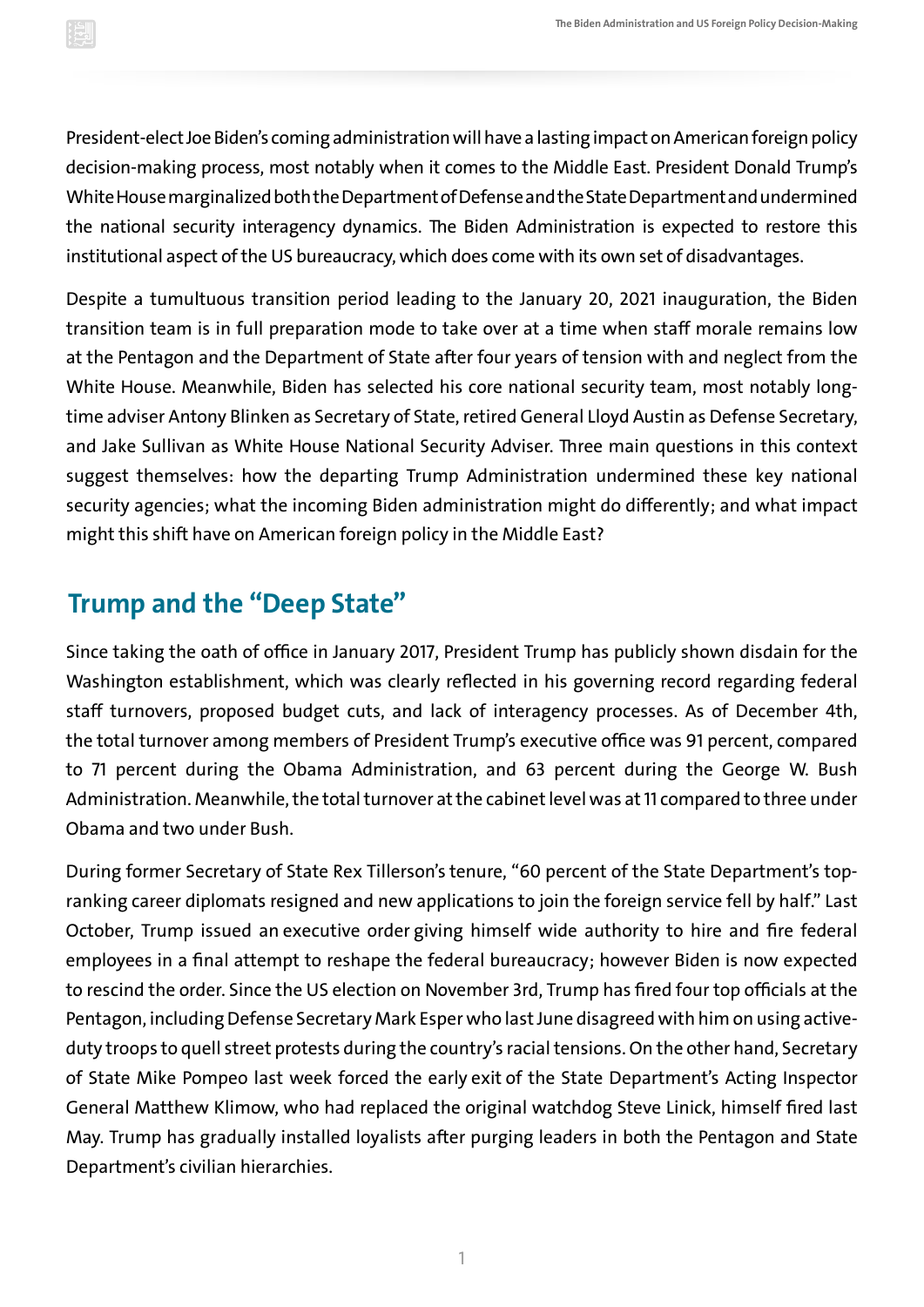President-elect Joe Biden's coming administration will have a lasting impact on American foreign policy decision-making process, most notably when it comes to the Middle East. President Donald Trump's White House marginalized both the Department of Defense and the State Department and undermined the national security interagency dynamics. The Biden Administration is expected to restore this institutional aspect of the US bureaucracy, which does come with its own set of disadvantages.

Despite a tumultuous transition period leading to the January 20, 2021 inauguration, the Biden transition team is in full preparation mode to take over at a time when staff morale remains low at the Pentagon and the Department of State after four years of tension with and neglect from the White House. Meanwhile, Biden has selected his core national security team, most notably long-time adviser Antony Blinken as Secretary of State, retired General Lloyd Austin as Defense Secretary, and Jake Sullivan as White House National Security Adviser. Three main questions in this context suggest themselves: how the departing Trump Administration undermined these key national security agencies; what the incoming Biden administration might do differently; and what impact might this shift have on American foreign policy in the Middle East?

## Trump and the "Deep State"

Since taking the oath of office in January 2017, President Trump has publicly shown disdain for the Washington establishment, which was clearly reflected in his governing record regarding federal staff turnovers, proposed budget cuts, and lack of interagency processes. As of December 4th, the total turnover among members of President Trump's executive office was 91 percent, compared to 71 percent during the Obama Administration, and 63 percent during the George W. Bush Administration. Meanwhile, the total turnover at the cabinet level was at 11 compared to three under Obama and two under Bush.

During former Secretary of State Rex Tillerson's tenure, "60 percent of the State Department's top-ranking career diplomats resigned and new applications to join the foreign service fell by half." Last October, Trump issued an executive order giving himself wide authority to hire and fire federal employees in a final attempt to reshape the federal bureaucracy; however Biden is now expected to rescind the order. Since the US election on November 3rd, Trump has fired four top officials at the Pentagon, including Defense Secretary Mark Esper who last June disagreed with him on using active-duty troops to quell street protests during the country's racial tensions. On the other hand, Secretary of State Mike Pompeo last week forced the early exit of the State Department's Acting Inspector General Matthew Klimow, who had replaced the original watchdog Steve Linick, himself fired last May. Trump has gradually installed loyalists after purging leaders in both the Pentagon and State Department's civilian hierarchies.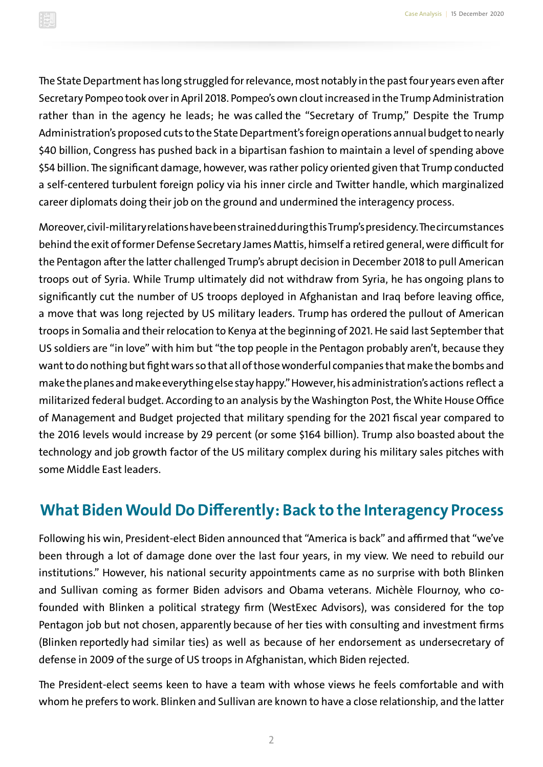The State Department has long struggled for relevance, most notably in the past four years even after Secretary Pompeo took over in April 2018. Pompeo's own clout increased in the Trump Administration rather than in the agency he leads; he was called the "Secretary of Trump," Despite the Trump Administration's proposed cuts to the State Department's foreign operations annual budget to nearly $40 billion, Congress has pushed back in a bipartisan fashion to maintain a level of spending above $54 billion. The significant damage, however, was rather policy oriented given that Trump conducted a self-centered turbulent foreign policy via his inner circle and Twitter handle, which marginalized career diplomats doing their job on the ground and undermined the interagency process.

Moreover, civil-military relations have been strained during this Trump's presidency. The circumstances behind the exit of former Defense Secretary James Mattis, himself a retired general, were difficult for the Pentagon after the latter challenged Trump's abrupt decision in December 2018 to pull American troops out of Syria. While Trump ultimately did not withdraw from Syria, he has ongoing plans to significantly cut the number of US troops deployed in Afghanistan and Iraq before leaving office, a move that was long rejected by US military leaders. Trump has ordered the pullout of American troops in Somalia and their relocation to Kenya at the beginning of 2021. He said last September that US soldiers are "in love" with him but "the top people in the Pentagon probably aren't, because they want to do nothing but fight wars so that all of those wonderful companies that make the bombs and make the planes and make everything else stay happy." However, his administration's actions reflect a militarized federal budget. According to an analysis by the Washington Post, the White House Office of Management and Budget projected that military spending for the 2021 fiscal year compared to the 2016 levels would increase by 29 percent (or some $164 billion). Trump also boasted about the technology and job growth factor of the US military complex during his military sales pitches with some Middle East leaders.

## What Biden Would Do Differently: Back to the Interagency Process

Following his win, President-elect Biden announced that "America is back" and affirmed that "we've been through a lot of damage done over the last four years, in my view. We need to rebuild our institutions." However, his national security appointments came as no surprise with both Blinken and Sullivan coming as former Biden advisors and Obama veterans. Michèle Flournoy, who co-founded with Blinken a political strategy firm (WestExec Advisors), was considered for the top Pentagon job but not chosen, apparently because of her ties with consulting and investment firms (Blinken reportedly had similar ties) as well as because of her endorsement as undersecretary of defense in 2009 of the surge of US troops in Afghanistan, which Biden rejected.

The President-elect seems keen to have a team with whose views he feels comfortable and with whom he prefers to work. Blinken and Sullivan are known to have a close relationship, and the latter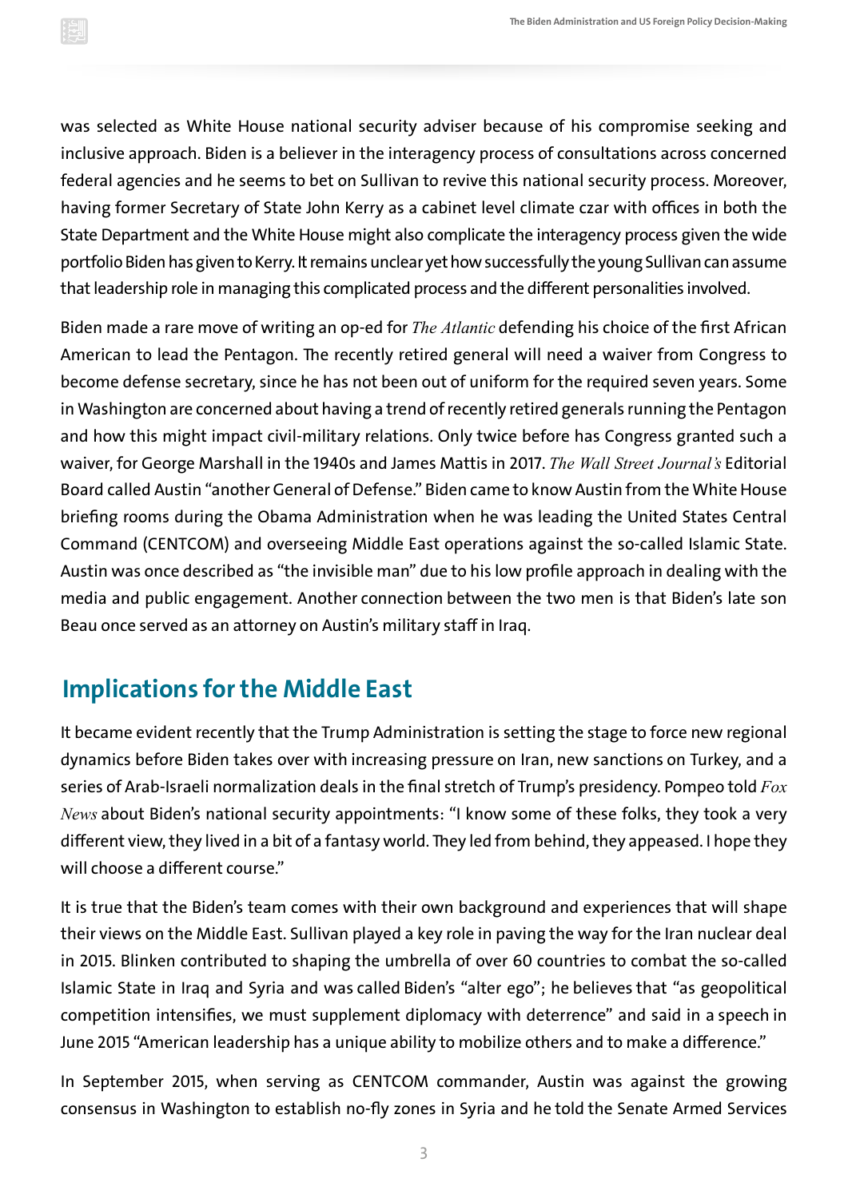was selected as White House national security adviser because of his compromise seeking and inclusive approach. Biden is a believer in the interagency process of consultations across concerned federal agencies and he seems to bet on Sullivan to revive this national security process. Moreover, having former Secretary of State John Kerry as a cabinet level climate czar with offices in both the State Department and the White House might also complicate the interagency process given the wide portfolio Biden has given to Kerry. It remains unclear yet how successfully the young Sullivan can assume that leadership role in managing this complicated process and the different personalities involved.

Biden made a rare move of writing an op-ed for *The Atlantic* defending his choice of the first African American to lead the Pentagon. The recently retired general will need a waiver from Congress to become defense secretary, since he has not been out of uniform for the required seven years. Some in Washington are concerned about having a trend of recently retired generals running the Pentagon and how this might impact civil-military relations. Only twice before has Congress granted such a waiver, for George Marshall in the 1940s and James Mattis in 2017. *The Wall Street Journal's* Editorial Board called Austin "another General of Defense." Biden came to know Austin from the White House briefing rooms during the Obama Administration when he was leading the United States Central Command (CENTCOM) and overseeing Middle East operations against the so-called Islamic State. Austin was once described as "the invisible man" due to his low profile approach in dealing with the media and public engagement. Another connection between the two men is that Biden's late son Beau once served as an attorney on Austin's military staff in Iraq.

## Implications for the Middle East

It became evident recently that the Trump Administration is setting the stage to force new regional dynamics before Biden takes over with increasing pressure on Iran, new sanctions on Turkey, and a series of Arab-Israeli normalization deals in the final stretch of Trump's presidency. Pompeo told *Fox News* about Biden's national security appointments: "I know some of these folks, they took a very different view, they lived in a bit of a fantasy world. They led from behind, they appeased. I hope they will choose a different course."

It is true that the Biden's team comes with their own background and experiences that will shape their views on the Middle East. Sullivan played a key role in paving the way for the Iran nuclear deal in 2015. Blinken contributed to shaping the umbrella of over 60 countries to combat the so-called Islamic State in Iraq and Syria and was called Biden's "alter ego"; he believes that "as geopolitical competition intensifies, we must supplement diplomacy with deterrence" and said in a speech in June 2015 "American leadership has a unique ability to mobilize others and to make a difference."

In September 2015, when serving as CENTCOM commander, Austin was against the growing consensus in Washington to establish no-fly zones in Syria and he told the Senate Armed Services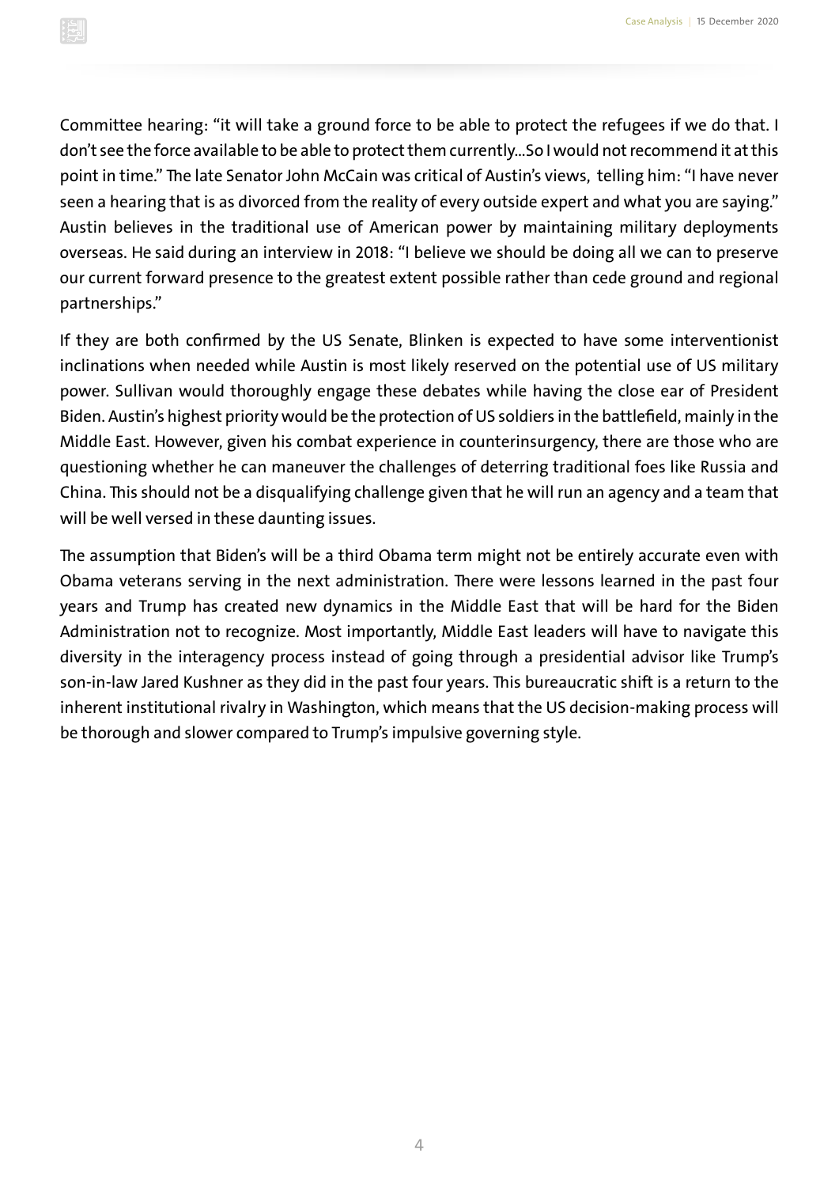Committee hearing: "it will take a ground force to be able to protect the refugees if we do that. I don't see the force available to be able to protect them currently...So I would not recommend it at this point in time." The late Senator John McCain was critical of Austin's views, telling him: "I have never seen a hearing that is as divorced from the reality of every outside expert and what you are saying." Austin believes in the traditional use of American power by maintaining military deployments overseas. He said during an interview in 2018: "I believe we should be doing all we can to preserve our current forward presence to the greatest extent possible rather than cede ground and regional partnerships."

If they are both confirmed by the US Senate, Blinken is expected to have some interventionist inclinations when needed while Austin is most likely reserved on the potential use of US military power. Sullivan would thoroughly engage these debates while having the close ear of President Biden. Austin's highest priority would be the protection of US soldiers in the battlefield, mainly in the Middle East. However, given his combat experience in counterinsurgency, there are those who are questioning whether he can maneuver the challenges of deterring traditional foes like Russia and China. This should not be a disqualifying challenge given that he will run an agency and a team that will be well versed in these daunting issues.

The assumption that Biden's will be a third Obama term might not be entirely accurate even with Obama veterans serving in the next administration. There were lessons learned in the past four years and Trump has created new dynamics in the Middle East that will be hard for the Biden Administration not to recognize. Most importantly, Middle East leaders will have to navigate this diversity in the interagency process instead of going through a presidential advisor like Trump's son-in-law Jared Kushner as they did in the past four years. This bureaucratic shift is a return to the inherent institutional rivalry in Washington, which means that the US decision-making process will be thorough and slower compared to Trump's impulsive governing style.